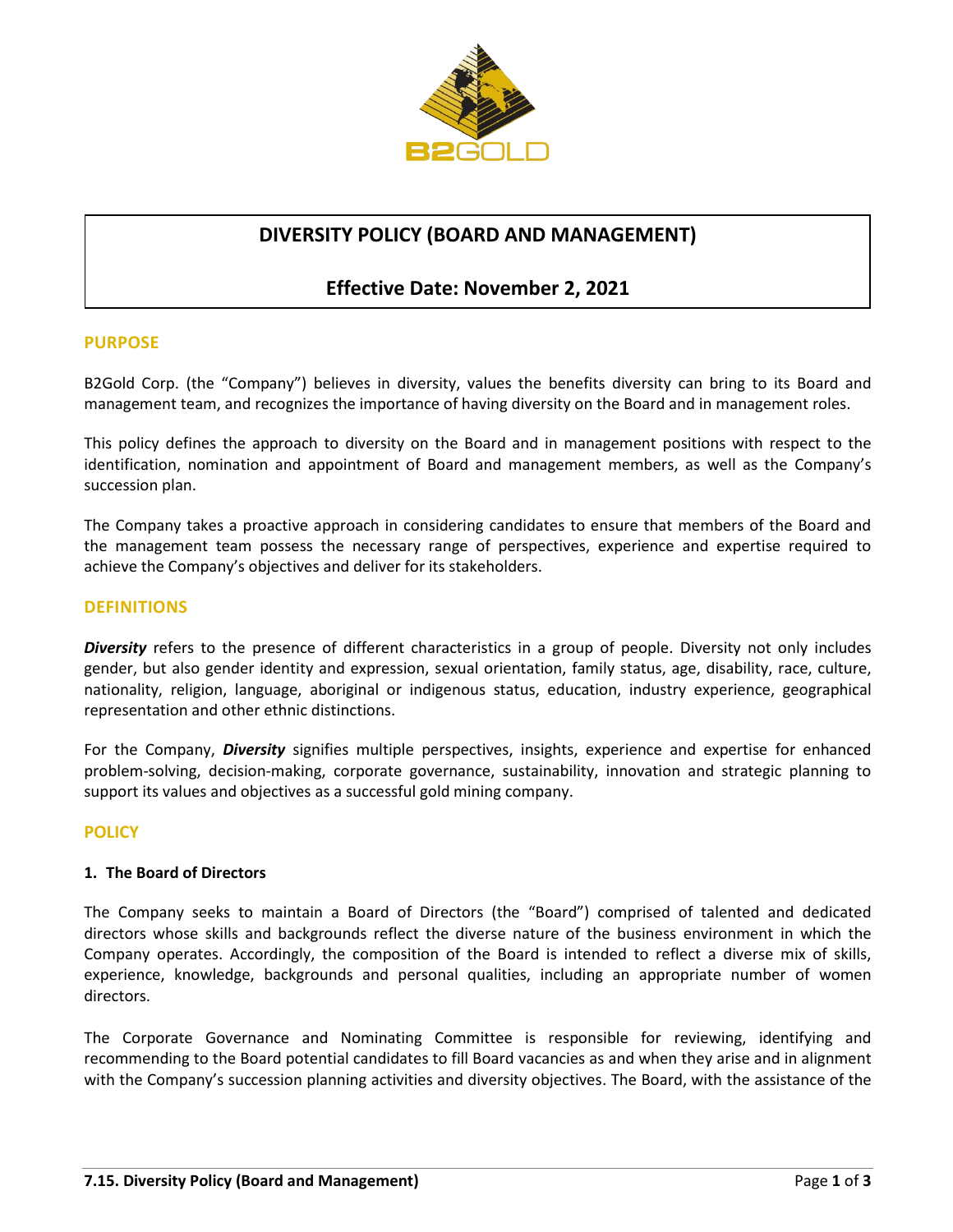# DIVERSITY POLICY (BOARD AND MANAGEMENT)

## Effective Date: November 2, 2021

## PURPOSE

B2Gold Corp. (the "Company") believes in diversity, values the benefits diversity can bring to its Board and management team, and recognizes the importance of having diversity on the Board and in management roles.

This policy defines the approach to diversity on the Board and in management positions with respect to the identification, nomination and appointment of Board and management members, as well as the Company's succession plan.

The Company takes a proactive approach in considering candidates to ensure that members of the Board and the management team possess the necessary range of perspectives, experience and expertise required to achieve the Company's objectives and deliver for its stakeholders.

## DEFINITIONS

***Diversity*** refers to the presence of different characteristics in a group of people. Diversity not only includes gender, but also gender identity and expression, sexual orientation, family status, age, disability, race, culture, nationality, religion, language, aboriginal or indigenous status, education, industry experience, geographical representation and other ethnic distinctions.

For the Company, ***Diversity*** signifies multiple perspectives, insights, experience and expertise for enhanced problem-solving, decision-making, corporate governance, sustainability, innovation and strategic planning to support its values and objectives as a successful gold mining company.

## POLICY

### 1. The Board of Directors

The Company seeks to maintain a Board of Directors (the "Board") comprised of talented and dedicated directors whose skills and backgrounds reflect the diverse nature of the business environment in which the Company operates. Accordingly, the composition of the Board is intended to reflect a diverse mix of skills, experience, knowledge, backgrounds and personal qualities, including an appropriate number of women directors.

The Corporate Governance and Nominating Committee is responsible for reviewing, identifying and recommending to the Board potential candidates to fill Board vacancies as and when they arise and in alignment with the Company's succession planning activities and diversity objectives. The Board, with the assistance of the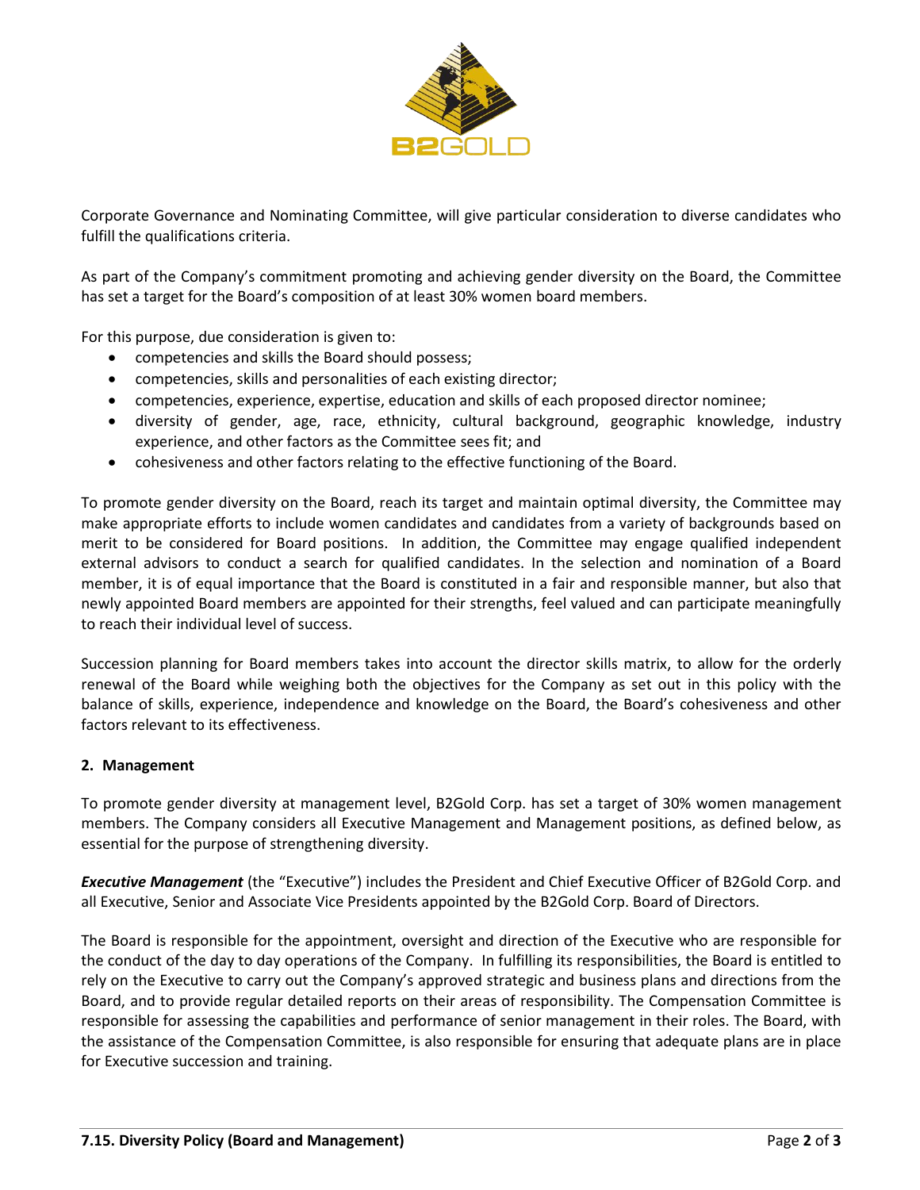Corporate Governance and Nominating Committee, will give particular consideration to diverse candidates who fulfill the qualifications criteria.

As part of the Company's commitment promoting and achieving gender diversity on the Board, the Committee has set a target for the Board's composition of at least 30% women board members.

For this purpose, due consideration is given to:

- competencies and skills the Board should possess;
- competencies, skills and personalities of each existing director;
- competencies, experience, expertise, education and skills of each proposed director nominee;
- diversity of gender, age, race, ethnicity, cultural background, geographic knowledge, industry experience, and other factors as the Committee sees fit; and
- cohesiveness and other factors relating to the effective functioning of the Board.

To promote gender diversity on the Board, reach its target and maintain optimal diversity, the Committee may make appropriate efforts to include women candidates and candidates from a variety of backgrounds based on merit to be considered for Board positions. In addition, the Committee may engage qualified independent external advisors to conduct a search for qualified candidates. In the selection and nomination of a Board member, it is of equal importance that the Board is constituted in a fair and responsible manner, but also that newly appointed Board members are appointed for their strengths, feel valued and can participate meaningfully to reach their individual level of success.

Succession planning for Board members takes into account the director skills matrix, to allow for the orderly renewal of the Board while weighing both the objectives for the Company as set out in this policy with the balance of skills, experience, independence and knowledge on the Board, the Board's cohesiveness and other factors relevant to its effectiveness.

## 2. Management

To promote gender diversity at management level, B2Gold Corp. has set a target of 30% women management members. The Company considers all Executive Management and Management positions, as defined below, as essential for the purpose of strengthening diversity.

***Executive Management*** (the "Executive") includes the President and Chief Executive Officer of B2Gold Corp. and all Executive, Senior and Associate Vice Presidents appointed by the B2Gold Corp. Board of Directors.

The Board is responsible for the appointment, oversight and direction of the Executive who are responsible for the conduct of the day to day operations of the Company. In fulfilling its responsibilities, the Board is entitled to rely on the Executive to carry out the Company's approved strategic and business plans and directions from the Board, and to provide regular detailed reports on their areas of responsibility. The Compensation Committee is responsible for assessing the capabilities and performance of senior management in their roles. The Board, with the assistance of the Compensation Committee, is also responsible for ensuring that adequate plans are in place for Executive succession and training.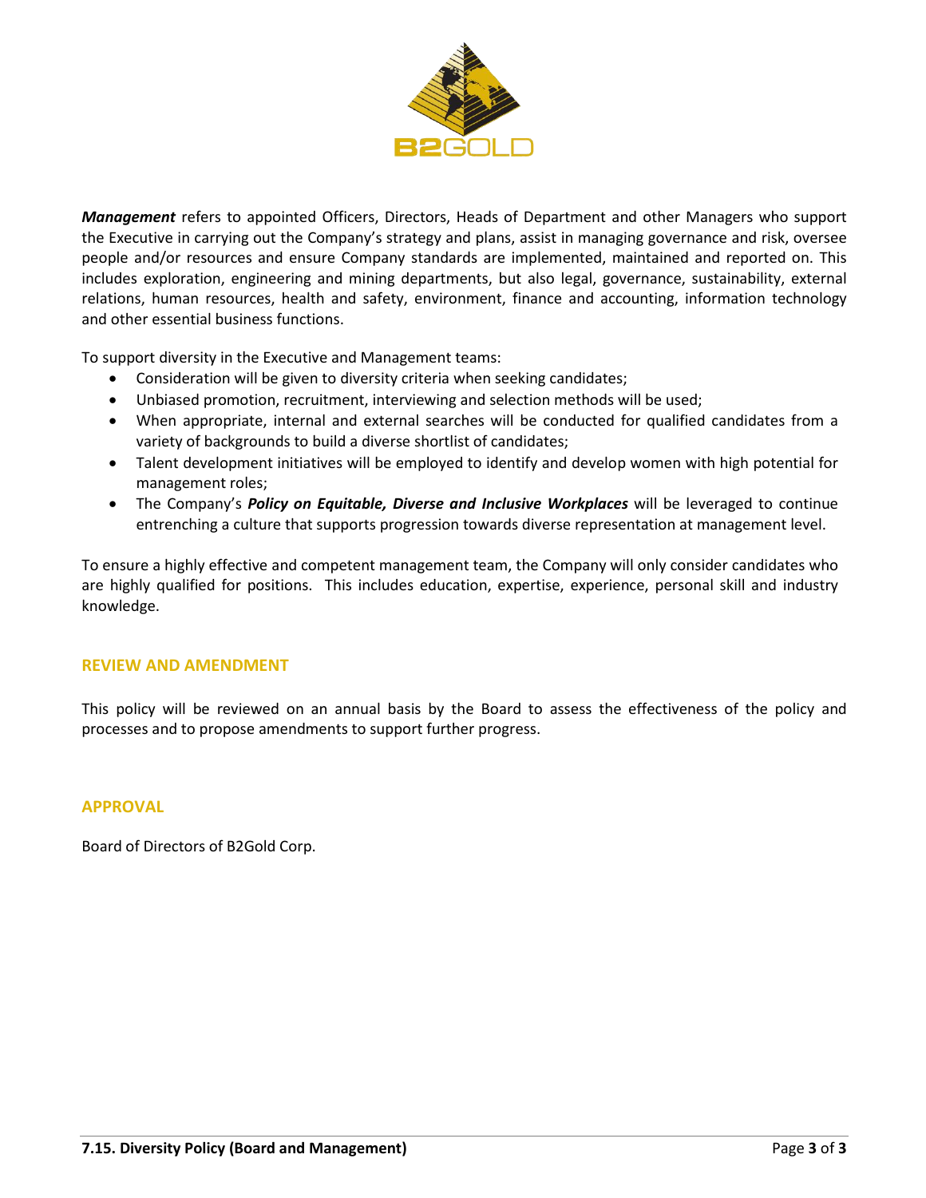***Management*** refers to appointed Officers, Directors, Heads of Department and other Managers who support the Executive in carrying out the Company's strategy and plans, assist in managing governance and risk, oversee people and/or resources and ensure Company standards are implemented, maintained and reported on. This includes exploration, engineering and mining departments, but also legal, governance, sustainability, external relations, human resources, health and safety, environment, finance and accounting, information technology and other essential business functions.

To support diversity in the Executive and Management teams:

- Consideration will be given to diversity criteria when seeking candidates;
- Unbiased promotion, recruitment, interviewing and selection methods will be used;
- When appropriate, internal and external searches will be conducted for qualified candidates from a variety of backgrounds to build a diverse shortlist of candidates;
- Talent development initiatives will be employed to identify and develop women with high potential for management roles;
- The Company's ***Policy on Equitable, Diverse and Inclusive Workplaces*** will be leveraged to continue entrenching a culture that supports progression towards diverse representation at management level.

To ensure a highly effective and competent management team, the Company will only consider candidates who are highly qualified for positions. This includes education, expertise, experience, personal skill and industry knowledge.

## REVIEW AND AMENDMENT

This policy will be reviewed on an annual basis by the Board to assess the effectiveness of the policy and processes and to propose amendments to support further progress.

## APPROVAL

Board of Directors of B2Gold Corp.